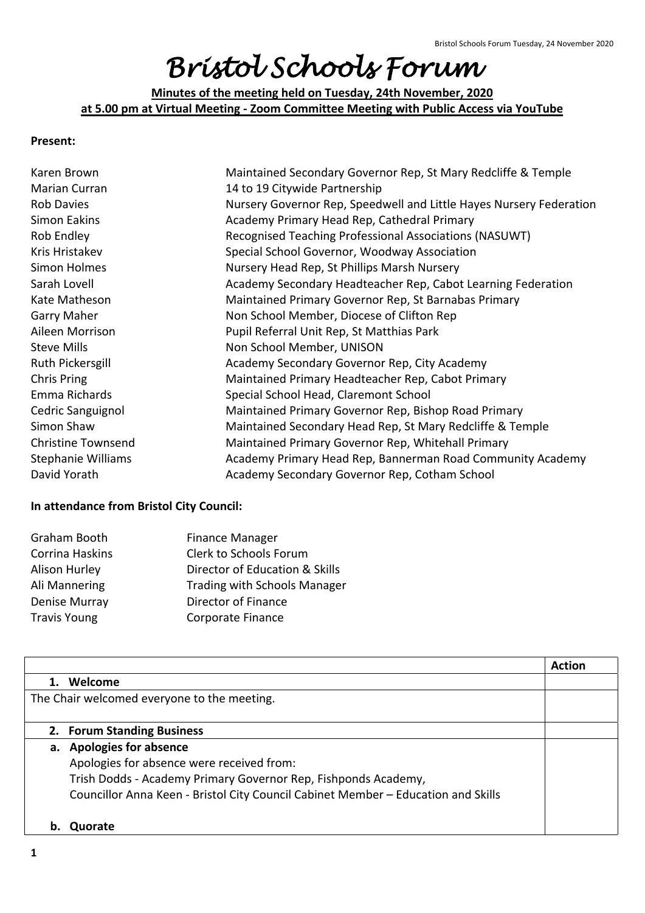# Bristol Schools Forum

**Minutes of the meeting held on Tuesday, 24th November, 2020**
**at 5.00 pm at Virtual Meeting - Zoom Committee Meeting with Public Access via YouTube**

**Present:**

| | |
|---|---|
| Karen Brown | Maintained Secondary Governor Rep, St Mary Redcliffe & Temple |
| Marian Curran | 14 to 19 Citywide Partnership |
| Rob Davies | Nursery Governor Rep, Speedwell and Little Hayes Nursery Federation |
| Simon Eakins | Academy Primary Head Rep, Cathedral Primary |
| Rob Endley | Recognised Teaching Professional Associations (NASUWT) |
| Kris Hristakev | Special School Governor, Woodway Association |
| Simon Holmes | Nursery Head Rep, St Phillips Marsh Nursery |
| Sarah Lovell | Academy Secondary Headteacher Rep, Cabot Learning Federation |
| Kate Matheson | Maintained Primary Governor Rep, St Barnabas Primary |
| Garry Maher | Non School Member, Diocese of Clifton Rep |
| Aileen Morrison | Pupil Referral Unit Rep, St Matthias Park |
| Steve Mills | Non School Member, UNISON |
| Ruth Pickersgill | Academy Secondary Governor Rep, City Academy |
| Chris Pring | Maintained Primary Headteacher Rep, Cabot Primary |
| Emma Richards | Special School Head, Claremont School |
| Cedric Sanguignol | Maintained Primary Governor Rep, Bishop Road Primary |
| Simon Shaw | Maintained Secondary Head Rep, St Mary Redcliffe & Temple |
| Christine Townsend | Maintained Primary Governor Rep, Whitehall Primary |
| Stephanie Williams | Academy Primary Head Rep, Bannerman Road Community Academy |
| David Yorath | Academy Secondary Governor Rep, Cotham School |

**In attendance from Bristol City Council:**

| | |
|---|---|
| Graham Booth | Finance Manager |
| Corrina Haskins | Clerk to Schools Forum |
| Alison Hurley | Director of Education & Skills |
| Ali Mannering | Trading with Schools Manager |
| Denise Murray | Director of Finance |
| Travis Young | Corporate Finance |

| | **Action** |
|---|---|
| **1. Welcome** | |
| The Chair welcomed everyone to the meeting. | |
| **2. Forum Standing Business** | |
| **a. Apologies for absence**<br>Apologies for absence were received from:<br>Trish Dodds - Academy Primary Governor Rep, Fishponds Academy,<br>Councillor Anna Keen - Bristol City Council Cabinet Member – Education and Skills<br><br>**b. Quorate** | |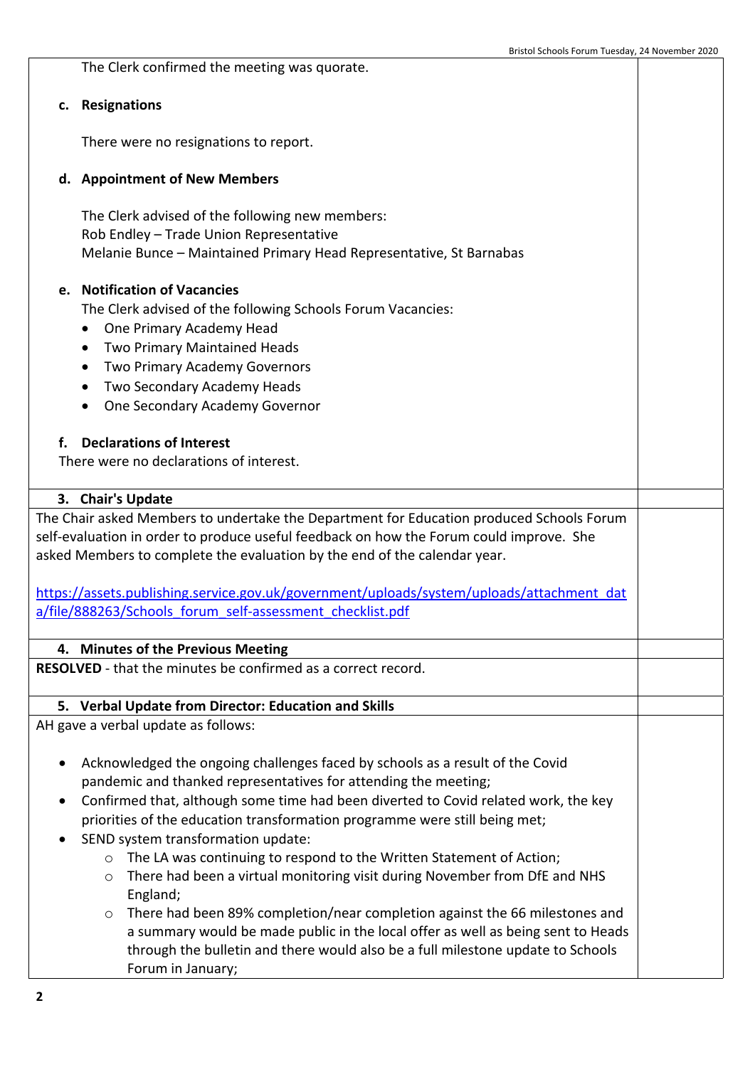The Clerk confirmed the meeting was quorate.

**c. Resignations**

There were no resignations to report.

**d. Appointment of New Members**

The Clerk advised of the following new members:
Rob Endley – Trade Union Representative
Melanie Bunce – Maintained Primary Head Representative, St Barnabas

**e. Notification of Vacancies**

The Clerk advised of the following Schools Forum Vacancies:

- One Primary Academy Head
- Two Primary Maintained Heads
- Two Primary Academy Governors
- Two Secondary Academy Heads
- One Secondary Academy Governor

**f. Declarations of Interest**

There were no declarations of interest.

## 3. Chair's Update

The Chair asked Members to undertake the Department for Education produced Schools Forum self-evaluation in order to produce useful feedback on how the Forum could improve. She asked Members to complete the evaluation by the end of the calendar year.

https://assets.publishing.service.gov.uk/government/uploads/system/uploads/attachment_data/file/888263/Schools_forum_self-assessment_checklist.pdf

## 4. Minutes of the Previous Meeting

**RESOLVED** - that the minutes be confirmed as a correct record.

## 5. Verbal Update from Director: Education and Skills

AH gave a verbal update as follows:

- Acknowledged the ongoing challenges faced by schools as a result of the Covid pandemic and thanked representatives for attending the meeting;
- Confirmed that, although some time had been diverted to Covid related work, the key priorities of the education transformation programme were still being met;
- SEND system transformation update:
  - The LA was continuing to respond to the Written Statement of Action;
  - There had been a virtual monitoring visit during November from DfE and NHS England;
  - There had been 89% completion/near completion against the 66 milestones and a summary would be made public in the local offer as well as being sent to Heads through the bulletin and there would also be a full milestone update to Schools Forum in January;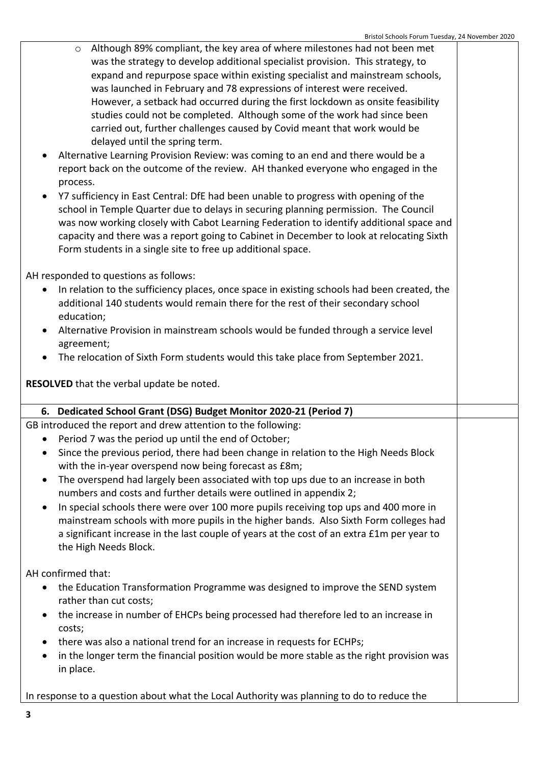- Although 89% compliant, the key area of where milestones had not been met was the strategy to develop additional specialist provision. This strategy, to expand and repurpose space within existing specialist and mainstream schools, was launched in February and 78 expressions of interest were received. However, a setback had occurred during the first lockdown as onsite feasibility studies could not be completed. Although some of the work had since been carried out, further challenges caused by Covid meant that work would be delayed until the spring term.

- Alternative Learning Provision Review: was coming to an end and there would be a report back on the outcome of the review. AH thanked everyone who engaged in the process.
- Y7 sufficiency in East Central: DfE had been unable to progress with opening of the school in Temple Quarter due to delays in securing planning permission. The Council was now working closely with Cabot Learning Federation to identify additional space and capacity and there was a report going to Cabinet in December to look at relocating Sixth Form students in a single site to free up additional space.

AH responded to questions as follows:

- In relation to the sufficiency places, once space in existing schools had been created, the additional 140 students would remain there for the rest of their secondary school education;
- Alternative Provision in mainstream schools would be funded through a service level agreement;
- The relocation of Sixth Form students would this take place from September 2021.

**RESOLVED** that the verbal update be noted.

## 6. Dedicated School Grant (DSG) Budget Monitor 2020-21 (Period 7)

GB introduced the report and drew attention to the following:

- Period 7 was the period up until the end of October;
- Since the previous period, there had been change in relation to the High Needs Block with the in-year overspend now being forecast as £8m;
- The overspend had largely been associated with top ups due to an increase in both numbers and costs and further details were outlined in appendix 2;
- In special schools there were over 100 more pupils receiving top ups and 400 more in mainstream schools with more pupils in the higher bands. Also Sixth Form colleges had a significant increase in the last couple of years at the cost of an extra £1m per year to the High Needs Block.

AH confirmed that:

- the Education Transformation Programme was designed to improve the SEND system rather than cut costs;
- the increase in number of EHCPs being processed had therefore led to an increase in costs;
- there was also a national trend for an increase in requests for ECHPs;
- in the longer term the financial position would be more stable as the right provision was in place.

In response to a question about what the Local Authority was planning to do to reduce the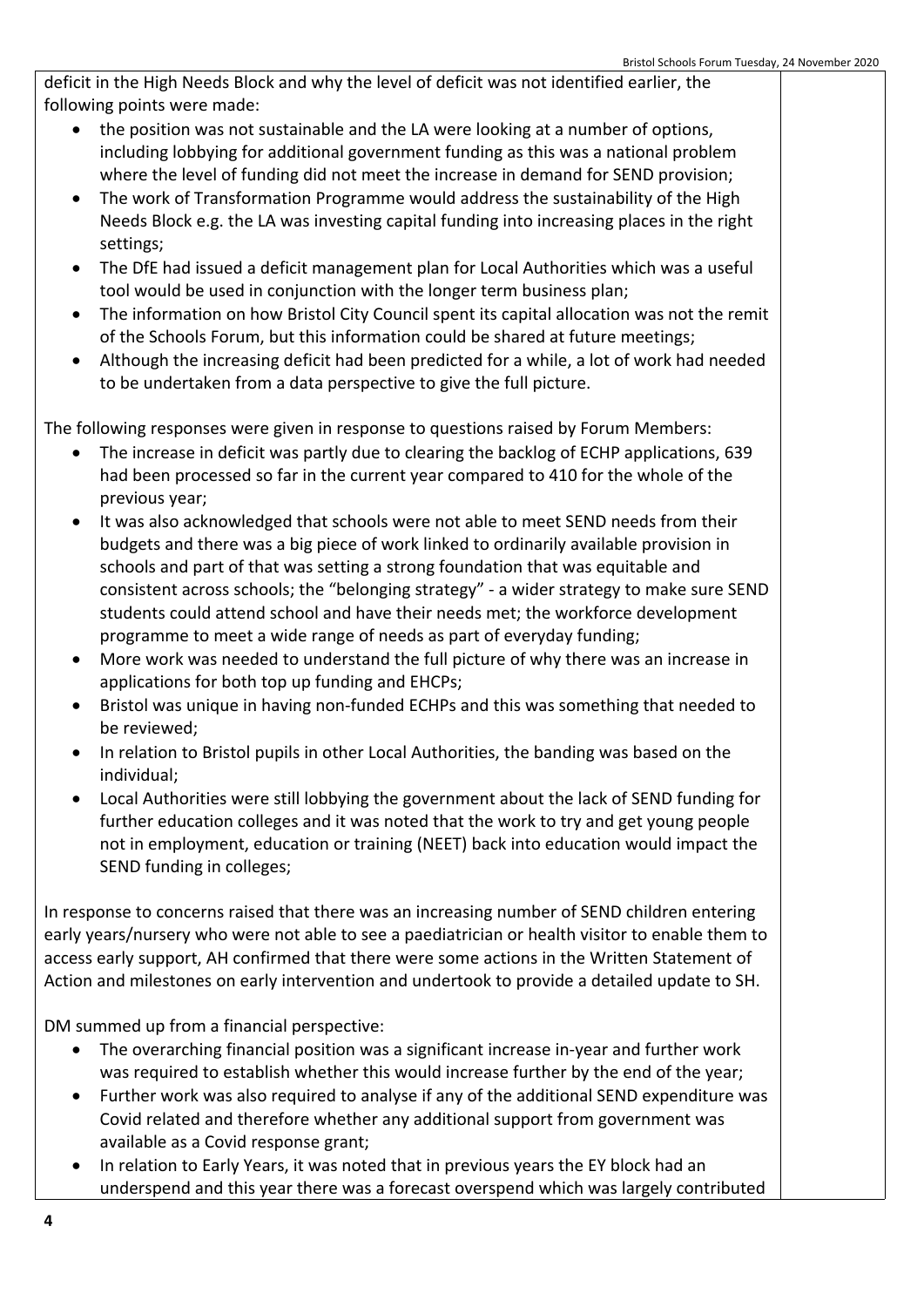deficit in the High Needs Block and why the level of deficit was not identified earlier, the following points were made:

- the position was not sustainable and the LA were looking at a number of options, including lobbying for additional government funding as this was a national problem where the level of funding did not meet the increase in demand for SEND provision;
- The work of Transformation Programme would address the sustainability of the High Needs Block e.g. the LA was investing capital funding into increasing places in the right settings;
- The DfE had issued a deficit management plan for Local Authorities which was a useful tool would be used in conjunction with the longer term business plan;
- The information on how Bristol City Council spent its capital allocation was not the remit of the Schools Forum, but this information could be shared at future meetings;
- Although the increasing deficit had been predicted for a while, a lot of work had needed to be undertaken from a data perspective to give the full picture.

The following responses were given in response to questions raised by Forum Members:

- The increase in deficit was partly due to clearing the backlog of ECHP applications, 639 had been processed so far in the current year compared to 410 for the whole of the previous year;
- It was also acknowledged that schools were not able to meet SEND needs from their budgets and there was a big piece of work linked to ordinarily available provision in schools and part of that was setting a strong foundation that was equitable and consistent across schools; the "belonging strategy" - a wider strategy to make sure SEND students could attend school and have their needs met; the workforce development programme to meet a wide range of needs as part of everyday funding;
- More work was needed to understand the full picture of why there was an increase in applications for both top up funding and EHCPs;
- Bristol was unique in having non-funded ECHPs and this was something that needed to be reviewed;
- In relation to Bristol pupils in other Local Authorities, the banding was based on the individual;
- Local Authorities were still lobbying the government about the lack of SEND funding for further education colleges and it was noted that the work to try and get young people not in employment, education or training (NEET) back into education would impact the SEND funding in colleges;

In response to concerns raised that there was an increasing number of SEND children entering early years/nursery who were not able to see a paediatrician or health visitor to enable them to access early support, AH confirmed that there were some actions in the Written Statement of Action and milestones on early intervention and undertook to provide a detailed update to SH.

DM summed up from a financial perspective:

- The overarching financial position was a significant increase in-year and further work was required to establish whether this would increase further by the end of the year;
- Further work was also required to analyse if any of the additional SEND expenditure was Covid related and therefore whether any additional support from government was available as a Covid response grant;
- In relation to Early Years, it was noted that in previous years the EY block had an underspend and this year there was a forecast overspend which was largely contributed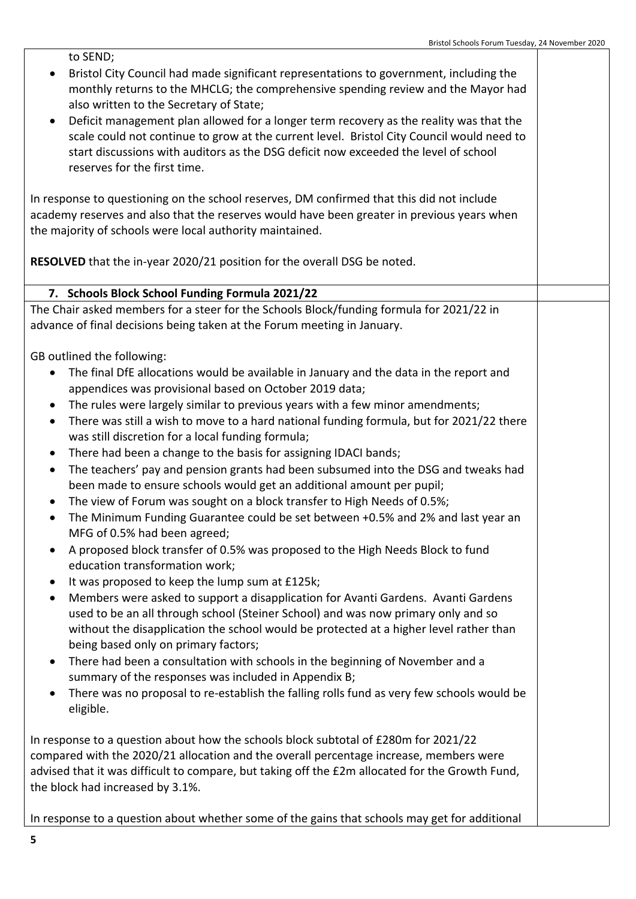to SEND;

- Bristol City Council had made significant representations to government, including the monthly returns to the MHCLG; the comprehensive spending review and the Mayor had also written to the Secretary of State;
- Deficit management plan allowed for a longer term recovery as the reality was that the scale could not continue to grow at the current level. Bristol City Council would need to start discussions with auditors as the DSG deficit now exceeded the level of school reserves for the first time.

In response to questioning on the school reserves, DM confirmed that this did not include academy reserves and also that the reserves would have been greater in previous years when the majority of schools were local authority maintained.

**RESOLVED** that the in-year 2020/21 position for the overall DSG be noted.

**7. Schools Block School Funding Formula 2021/22**

The Chair asked members for a steer for the Schools Block/funding formula for 2021/22 in advance of final decisions being taken at the Forum meeting in January.

GB outlined the following:

- The final DfE allocations would be available in January and the data in the report and appendices was provisional based on October 2019 data;
- The rules were largely similar to previous years with a few minor amendments;
- There was still a wish to move to a hard national funding formula, but for 2021/22 there was still discretion for a local funding formula;
- There had been a change to the basis for assigning IDACI bands;
- The teachers' pay and pension grants had been subsumed into the DSG and tweaks had been made to ensure schools would get an additional amount per pupil;
- The view of Forum was sought on a block transfer to High Needs of 0.5%;
- The Minimum Funding Guarantee could be set between +0.5% and 2% and last year an MFG of 0.5% had been agreed;
- A proposed block transfer of 0.5% was proposed to the High Needs Block to fund education transformation work;
- It was proposed to keep the lump sum at £125k;
- Members were asked to support a disapplication for Avanti Gardens. Avanti Gardens used to be an all through school (Steiner School) and was now primary only and so without the disapplication the school would be protected at a higher level rather than being based only on primary factors;
- There had been a consultation with schools in the beginning of November and a summary of the responses was included in Appendix B;
- There was no proposal to re-establish the falling rolls fund as very few schools would be eligible.

In response to a question about how the schools block subtotal of £280m for 2021/22 compared with the 2020/21 allocation and the overall percentage increase, members were advised that it was difficult to compare, but taking off the £2m allocated for the Growth Fund, the block had increased by 3.1%.

In response to a question about whether some of the gains that schools may get for additional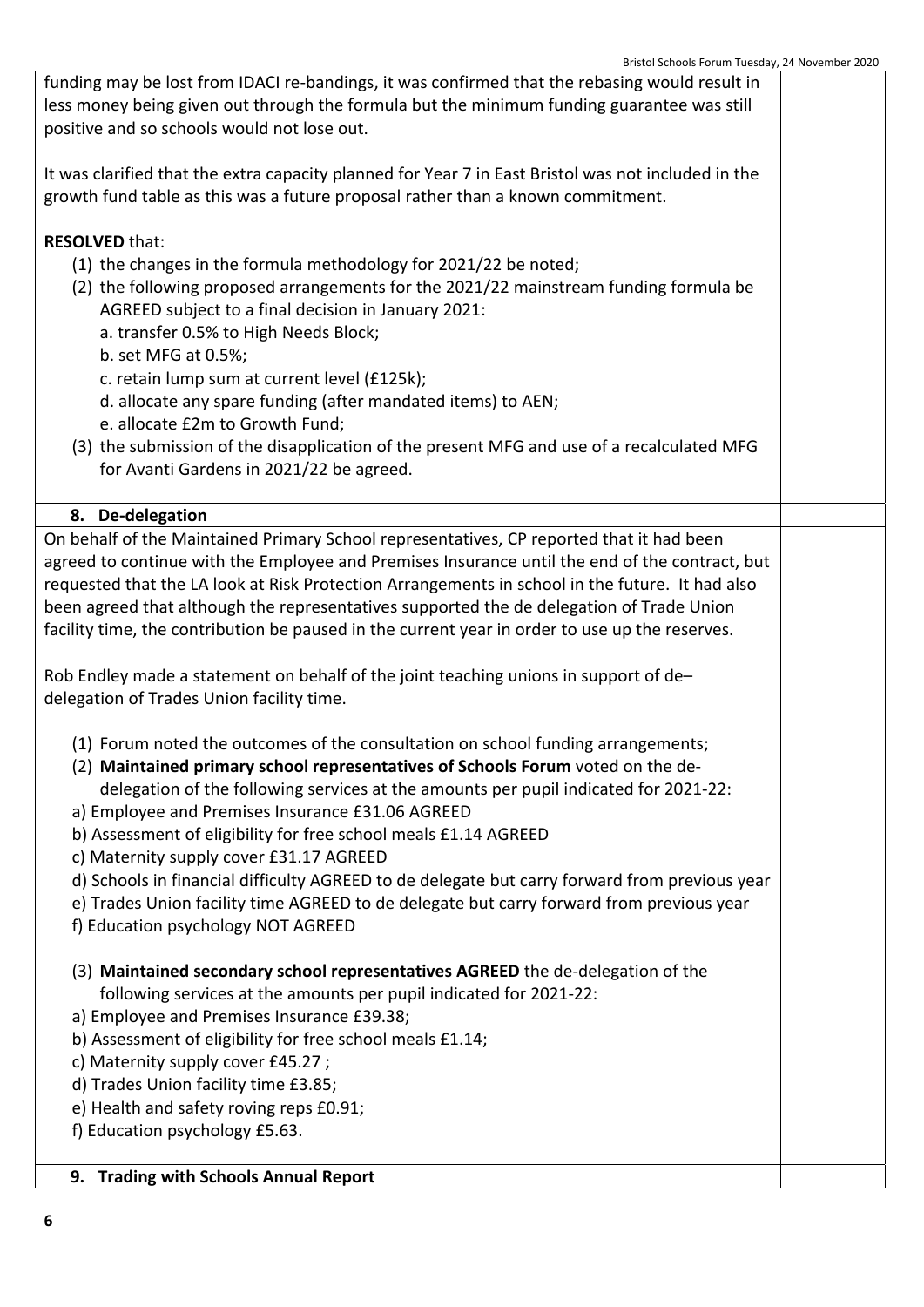funding may be lost from IDACI re-bandings, it was confirmed that the rebasing would result in less money being given out through the formula but the minimum funding guarantee was still positive and so schools would not lose out.

It was clarified that the extra capacity planned for Year 7 in East Bristol was not included in the growth fund table as this was a future proposal rather than a known commitment.

**RESOLVED** that:

(1) the changes in the formula methodology for 2021/22 be noted;
(2) the following proposed arrangements for the 2021/22 mainstream funding formula be AGREED subject to a final decision in January 2021:
   a. transfer 0.5% to High Needs Block;
   b. set MFG at 0.5%;
   c. retain lump sum at current level (£125k);
   d. allocate any spare funding (after mandated items) to AEN;
   e. allocate £2m to Growth Fund;
(3) the submission of the disapplication of the present MFG and use of a recalculated MFG for Avanti Gardens in 2021/22 be agreed.

## 8. De-delegation

On behalf of the Maintained Primary School representatives, CP reported that it had been agreed to continue with the Employee and Premises Insurance until the end of the contract, but requested that the LA look at Risk Protection Arrangements in school in the future. It had also been agreed that although the representatives supported the de delegation of Trade Union facility time, the contribution be paused in the current year in order to use up the reserves.

Rob Endley made a statement on behalf of the joint teaching unions in support of de–delegation of Trades Union facility time.

(1) Forum noted the outcomes of the consultation on school funding arrangements;
(2) **Maintained primary school representatives of Schools Forum** voted on the de-delegation of the following services at the amounts per pupil indicated for 2021-22:
   a) Employee and Premises Insurance £31.06 AGREED
   b) Assessment of eligibility for free school meals £1.14 AGREED
   c) Maternity supply cover £31.17 AGREED
   d) Schools in financial difficulty AGREED to de delegate but carry forward from previous year
   e) Trades Union facility time AGREED to de delegate but carry forward from previous year
   f) Education psychology NOT AGREED

(3) **Maintained secondary school representatives AGREED** the de-delegation of the following services at the amounts per pupil indicated for 2021-22:
   a) Employee and Premises Insurance £39.38;
   b) Assessment of eligibility for free school meals £1.14;
   c) Maternity supply cover £45.27 ;
   d) Trades Union facility time £3.85;
   e) Health and safety roving reps £0.91;
   f) Education psychology £5.63.

## 9. Trading with Schools Annual Report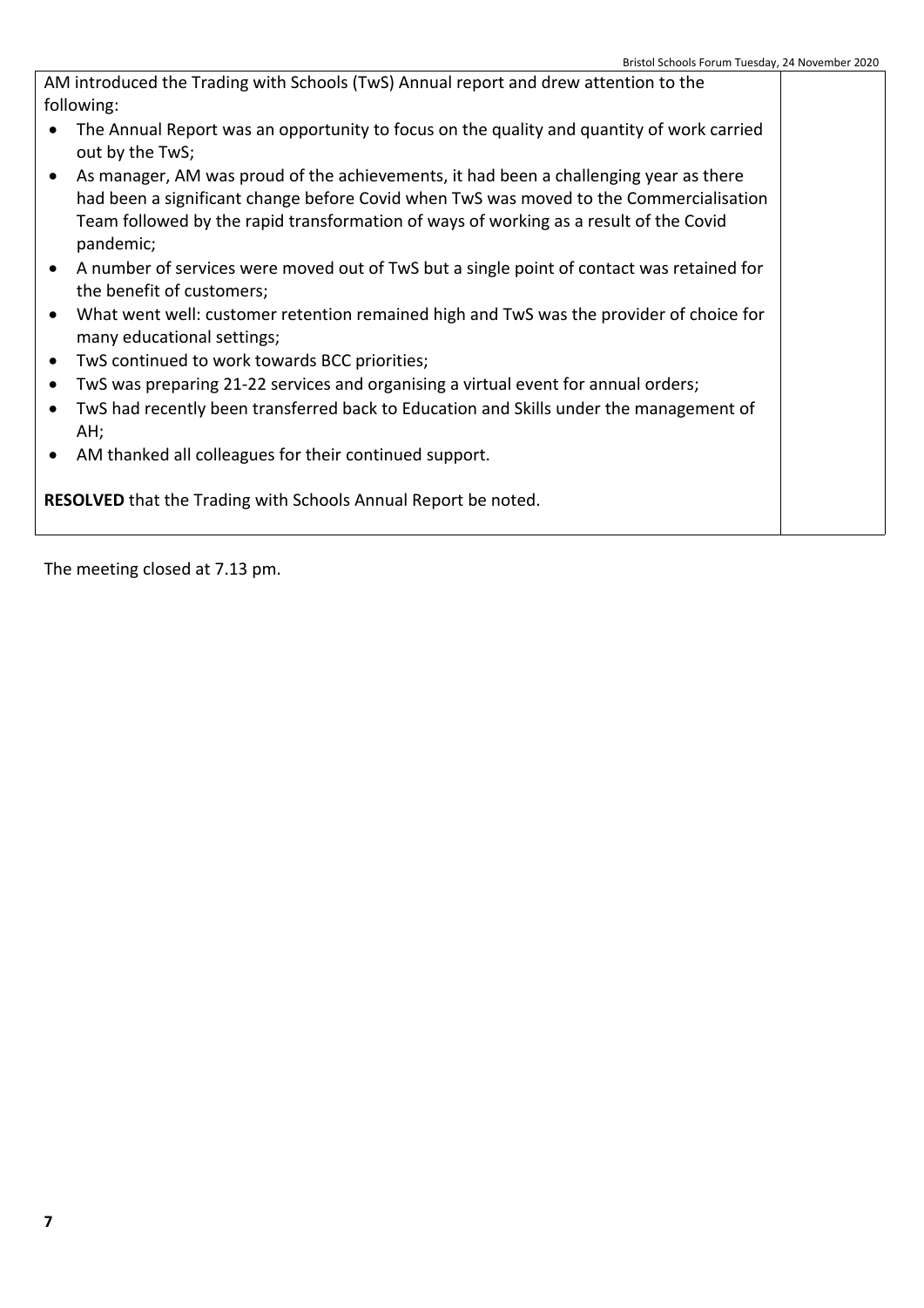AM introduced the Trading with Schools (TwS) Annual report and drew attention to the following:

- The Annual Report was an opportunity to focus on the quality and quantity of work carried out by the TwS;
- As manager, AM was proud of the achievements, it had been a challenging year as there had been a significant change before Covid when TwS was moved to the Commercialisation Team followed by the rapid transformation of ways of working as a result of the Covid pandemic;
- A number of services were moved out of TwS but a single point of contact was retained for the benefit of customers;
- What went well: customer retention remained high and TwS was the provider of choice for many educational settings;
- TwS continued to work towards BCC priorities;
- TwS was preparing 21-22 services and organising a virtual event for annual orders;
- TwS had recently been transferred back to Education and Skills under the management of AH;
- AM thanked all colleagues for their continued support.

**RESOLVED** that the Trading with Schools Annual Report be noted.

The meeting closed at 7.13 pm.